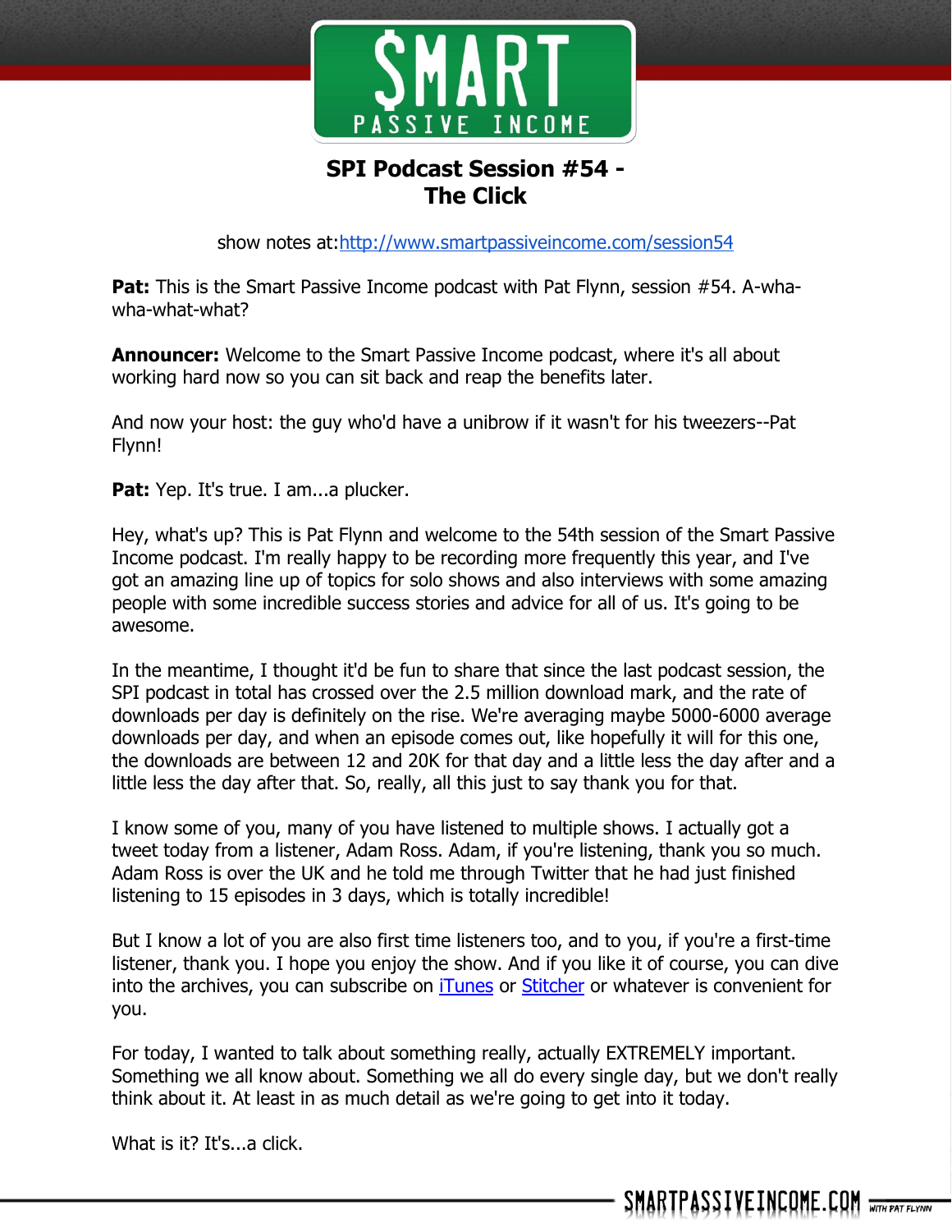# SPI Podcast Session #54 - The Click

show notes at:[http://www.smartpassiveincome.com/session54](http://www.smartpassiveincome.com/session54)

**Pat:** This is the Smart Passive Income podcast with Pat Flynn, session #54. A-wha-wha-what-what?

**Announcer:** Welcome to the Smart Passive Income podcast, where it's all about working hard now so you can sit back and reap the benefits later.

And now your host: the guy who'd have a unibrow if it wasn't for his tweezers--Pat Flynn!

**Pat:** Yep. It's true. I am...a plucker.

Hey, what's up? This is Pat Flynn and welcome to the 54th session of the Smart Passive Income podcast. I'm really happy to be recording more frequently this year, and I've got an amazing line up of topics for solo shows and also interviews with some amazing people with some incredible success stories and advice for all of us. It's going to be awesome.

In the meantime, I thought it'd be fun to share that since the last podcast session, the SPI podcast in total has crossed over the 2.5 million download mark, and the rate of downloads per day is definitely on the rise. We're averaging maybe 5000-6000 average downloads per day, and when an episode comes out, like hopefully it will for this one, the downloads are between 12 and 20K for that day and a little less the day after and a little less the day after that. So, really, all this just to say thank you for that.

I know some of you, many of you have listened to multiple shows. I actually got a tweet today from a listener, Adam Ross. Adam, if you're listening, thank you so much. Adam Ross is over the UK and he told me through Twitter that he had just finished listening to 15 episodes in 3 days, which is totally incredible!

But I know a lot of you are also first time listeners too, and to you, if you're a first-time listener, thank you. I hope you enjoy the show. And if you like it of course, you can dive into the archives, you can subscribe on [iTunes] or [Stitcher] or whatever is convenient for you.

For today, I wanted to talk about something really, actually EXTREMELY important. Something we all know about. Something we all do every single day, but we don't really think about it. At least in as much detail as we're going to get into it today.

What is it? It's...a click.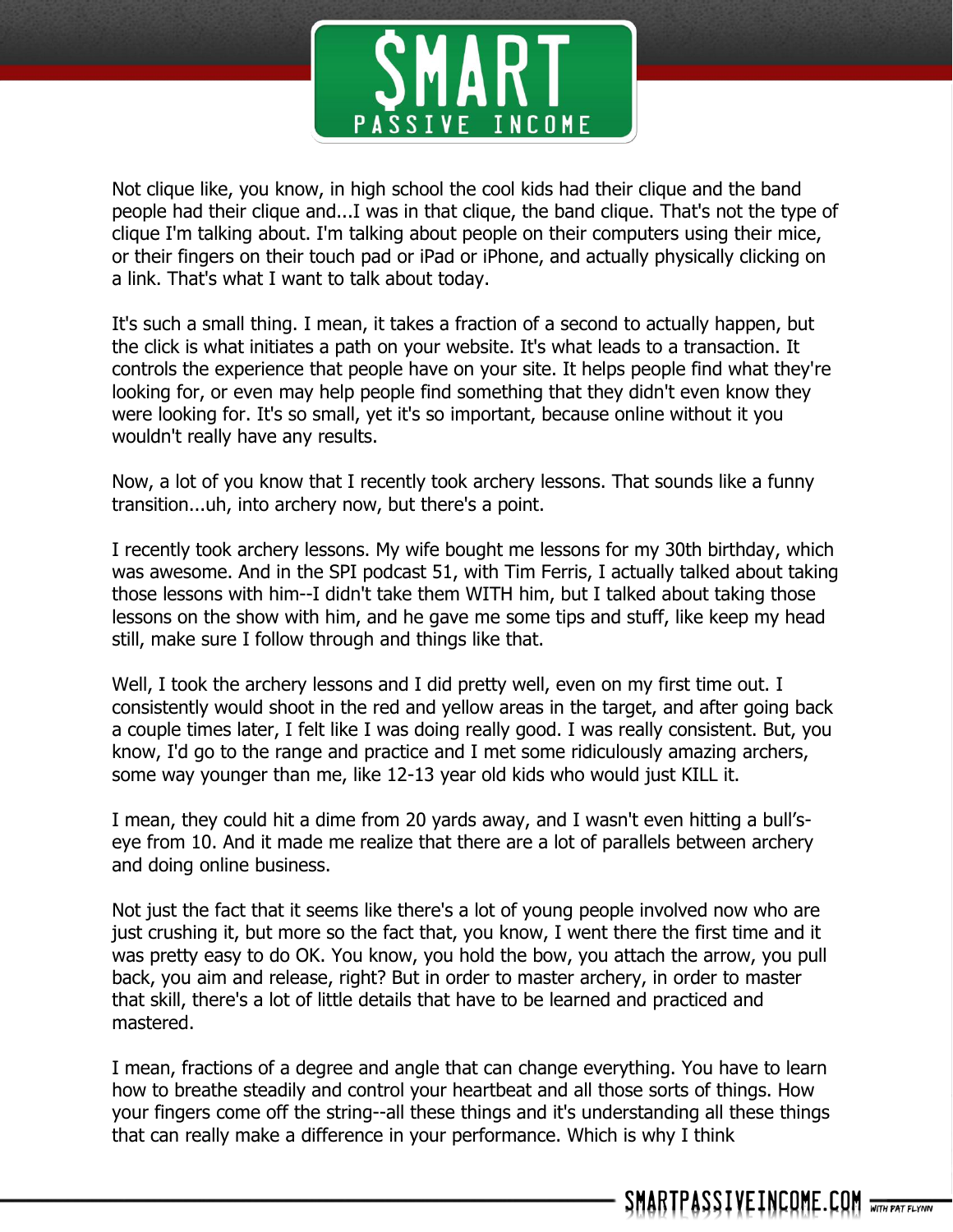Not clique like, you know, in high school the cool kids had their clique and the band people had their clique and...I was in that clique, the band clique. That's not the type of clique I'm talking about. I'm talking about people on their computers using their mice, or their fingers on their touch pad or iPad or iPhone, and actually physically clicking on a link. That's what I want to talk about today.

It's such a small thing. I mean, it takes a fraction of a second to actually happen, but the click is what initiates a path on your website. It's what leads to a transaction. It controls the experience that people have on your site. It helps people find what they're looking for, or even may help people find something that they didn't even know they were looking for. It's so small, yet it's so important, because online without it you wouldn't really have any results.

Now, a lot of you know that I recently took archery lessons. That sounds like a funny transition...uh, into archery now, but there's a point.

I recently took archery lessons. My wife bought me lessons for my 30th birthday, which was awesome. And in the SPI podcast 51, with Tim Ferris, I actually talked about taking those lessons with him--I didn't take them WITH him, but I talked about taking those lessons on the show with him, and he gave me some tips and stuff, like keep my head still, make sure I follow through and things like that.

Well, I took the archery lessons and I did pretty well, even on my first time out. I consistently would shoot in the red and yellow areas in the target, and after going back a couple times later, I felt like I was doing really good. I was really consistent. But, you know, I'd go to the range and practice and I met some ridiculously amazing archers, some way younger than me, like 12-13 year old kids who would just KILL it.

I mean, they could hit a dime from 20 yards away, and I wasn't even hitting a bull's-eye from 10. And it made me realize that there are a lot of parallels between archery and doing online business.

Not just the fact that it seems like there's a lot of young people involved now who are just crushing it, but more so the fact that, you know, I went there the first time and it was pretty easy to do OK. You know, you hold the bow, you attach the arrow, you pull back, you aim and release, right? But in order to master archery, in order to master that skill, there's a lot of little details that have to be learned and practiced and mastered.

I mean, fractions of a degree and angle that can change everything. You have to learn how to breathe steadily and control your heartbeat and all those sorts of things. How your fingers come off the string--all these things and it's understanding all these things that can really make a difference in your performance. Which is why I think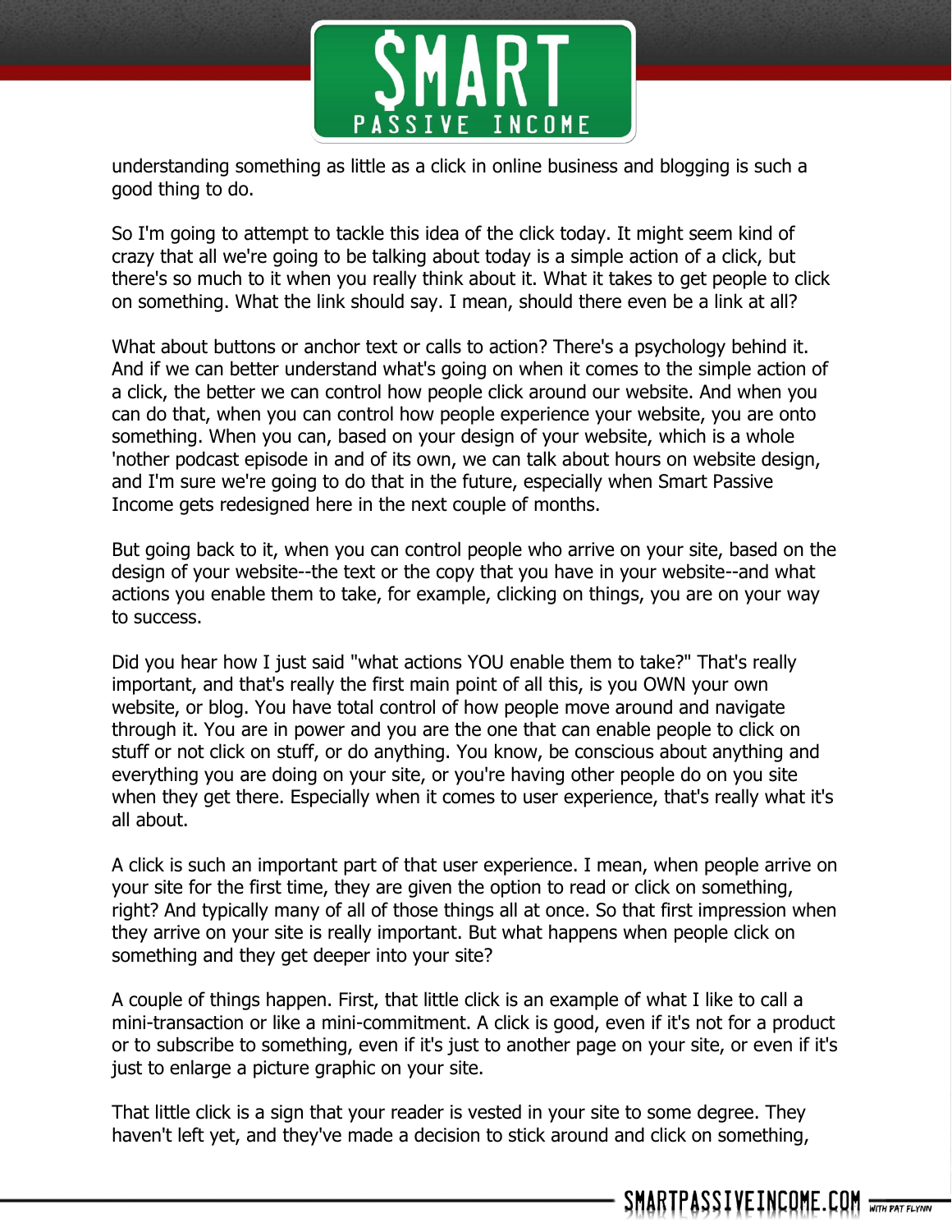understanding something as little as a click in online business and blogging is such a good thing to do.

So I'm going to attempt to tackle this idea of the click today. It might seem kind of crazy that all we're going to be talking about today is a simple action of a click, but there's so much to it when you really think about it. What it takes to get people to click on something. What the link should say. I mean, should there even be a link at all?

What about buttons or anchor text or calls to action? There's a psychology behind it. And if we can better understand what's going on when it comes to the simple action of a click, the better we can control how people click around our website. And when you can do that, when you can control how people experience your website, you are onto something. When you can, based on your design of your website, which is a whole 'nother podcast episode in and of its own, we can talk about hours on website design, and I'm sure we're going to do that in the future, especially when Smart Passive Income gets redesigned here in the next couple of months.

But going back to it, when you can control people who arrive on your site, based on the design of your website--the text or the copy that you have in your website--and what actions you enable them to take, for example, clicking on things, you are on your way to success.

Did you hear how I just said "what actions YOU enable them to take?" That's really important, and that's really the first main point of all this, is you OWN your own website, or blog. You have total control of how people move around and navigate through it. You are in power and you are the one that can enable people to click on stuff or not click on stuff, or do anything. You know, be conscious about anything and everything you are doing on your site, or you're having other people do on you site when they get there. Especially when it comes to user experience, that's really what it's all about.

A click is such an important part of that user experience. I mean, when people arrive on your site for the first time, they are given the option to read or click on something, right? And typically many of all of those things all at once. So that first impression when they arrive on your site is really important. But what happens when people click on something and they get deeper into your site?

A couple of things happen. First, that little click is an example of what I like to call a mini-transaction or like a mini-commitment. A click is good, even if it's not for a product or to subscribe to something, even if it's just to another page on your site, or even if it's just to enlarge a picture graphic on your site.

That little click is a sign that your reader is vested in your site to some degree. They haven't left yet, and they've made a decision to stick around and click on something,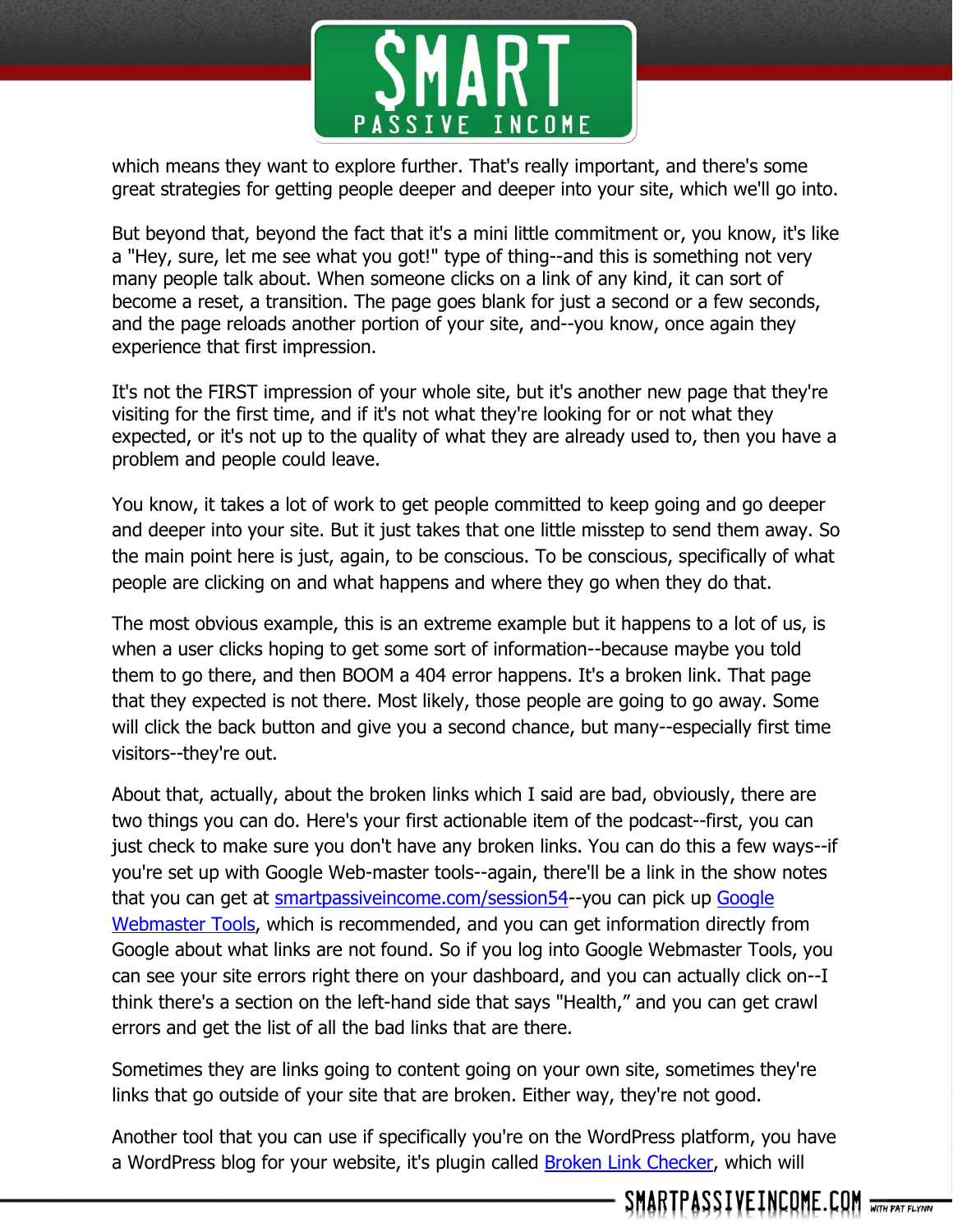which means they want to explore further. That's really important, and there's some great strategies for getting people deeper and deeper into your site, which we'll go into.

But beyond that, beyond the fact that it's a mini little commitment or, you know, it's like a "Hey, sure, let me see what you got!" type of thing--and this is something not very many people talk about. When someone clicks on a link of any kind, it can sort of become a reset, a transition. The page goes blank for just a second or a few seconds, and the page reloads another portion of your site, and--you know, once again they experience that first impression.

It's not the FIRST impression of your whole site, but it's another new page that they're visiting for the first time, and if it's not what they're looking for or not what they expected, or it's not up to the quality of what they are already used to, then you have a problem and people could leave.

You know, it takes a lot of work to get people committed to keep going and go deeper and deeper into your site. But it just takes that one little misstep to send them away. So the main point here is just, again, to be conscious. To be conscious, specifically of what people are clicking on and what happens and where they go when they do that.

The most obvious example, this is an extreme example but it happens to a lot of us, is when a user clicks hoping to get some sort of information--because maybe you told them to go there, and then BOOM a 404 error happens. It's a broken link. That page that they expected is not there. Most likely, those people are going to go away. Some will click the back button and give you a second chance, but many--especially first time visitors--they're out.

About that, actually, about the broken links which I said are bad, obviously, there are two things you can do. Here's your first actionable item of the podcast--first, you can just check to make sure you don't have any broken links. You can do this a few ways--if you're set up with Google Web-master tools--again, there'll be a link in the show notes that you can get at [smartpassiveincome.com/session54](smartpassiveincome.com/session54)--you can pick up [Google Webmaster Tools](), which is recommended, and you can get information directly from Google about what links are not found. So if you log into Google Webmaster Tools, you can see your site errors right there on your dashboard, and you can actually click on--I think there's a section on the left-hand side that says "Health," and you can get crawl errors and get the list of all the bad links that are there.

Sometimes they are links going to content going on your own site, sometimes they're links that go outside of your site that are broken. Either way, they're not good.

Another tool that you can use if specifically you're on the WordPress platform, you have a WordPress blog for your website, it's plugin called [Broken Link Checker](), which will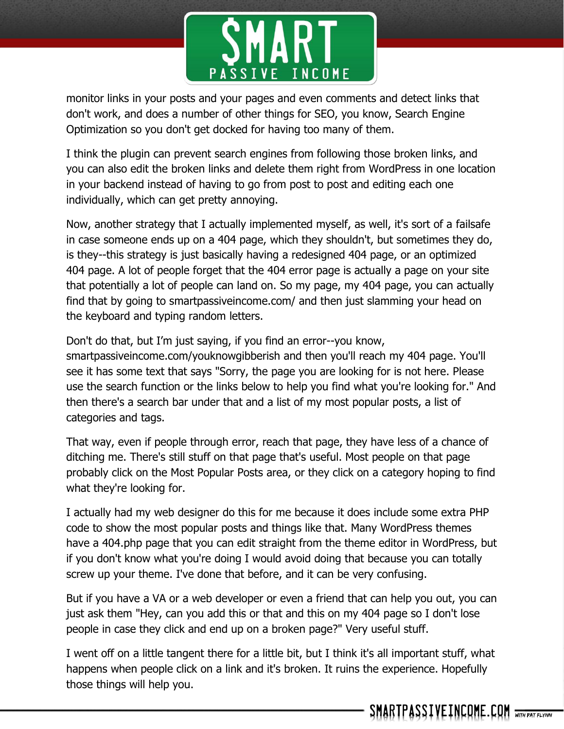monitor links in your posts and your pages and even comments and detect links that don't work, and does a number of other things for SEO, you know, Search Engine Optimization so you don't get docked for having too many of them.

I think the plugin can prevent search engines from following those broken links, and you can also edit the broken links and delete them right from WordPress in one location in your backend instead of having to go from post to post and editing each one individually, which can get pretty annoying.

Now, another strategy that I actually implemented myself, as well, it's sort of a failsafe in case someone ends up on a 404 page, which they shouldn't, but sometimes they do, is they--this strategy is just basically having a redesigned 404 page, or an optimized 404 page. A lot of people forget that the 404 error page is actually a page on your site that potentially a lot of people can land on. So my page, my 404 page, you can actually find that by going to smartpassiveincome.com/ and then just slamming your head on the keyboard and typing random letters.

Don't do that, but I'm just saying, if you find an error--you know, smartpassiveincome.com/youknowgibberish and then you'll reach my 404 page. You'll see it has some text that says "Sorry, the page you are looking for is not here. Please use the search function or the links below to help you find what you're looking for." And then there's a search bar under that and a list of my most popular posts, a list of categories and tags.

That way, even if people through error, reach that page, they have less of a chance of ditching me. There's still stuff on that page that's useful. Most people on that page probably click on the Most Popular Posts area, or they click on a category hoping to find what they're looking for.

I actually had my web designer do this for me because it does include some extra PHP code to show the most popular posts and things like that. Many WordPress themes have a 404.php page that you can edit straight from the theme editor in WordPress, but if you don't know what you're doing I would avoid doing that because you can totally screw up your theme. I've done that before, and it can be very confusing.

But if you have a VA or a web developer or even a friend that can help you out, you can just ask them "Hey, can you add this or that and this on my 404 page so I don't lose people in case they click and end up on a broken page?" Very useful stuff.

I went off on a little tangent there for a little bit, but I think it's all important stuff, what happens when people click on a link and it's broken. It ruins the experience. Hopefully those things will help you.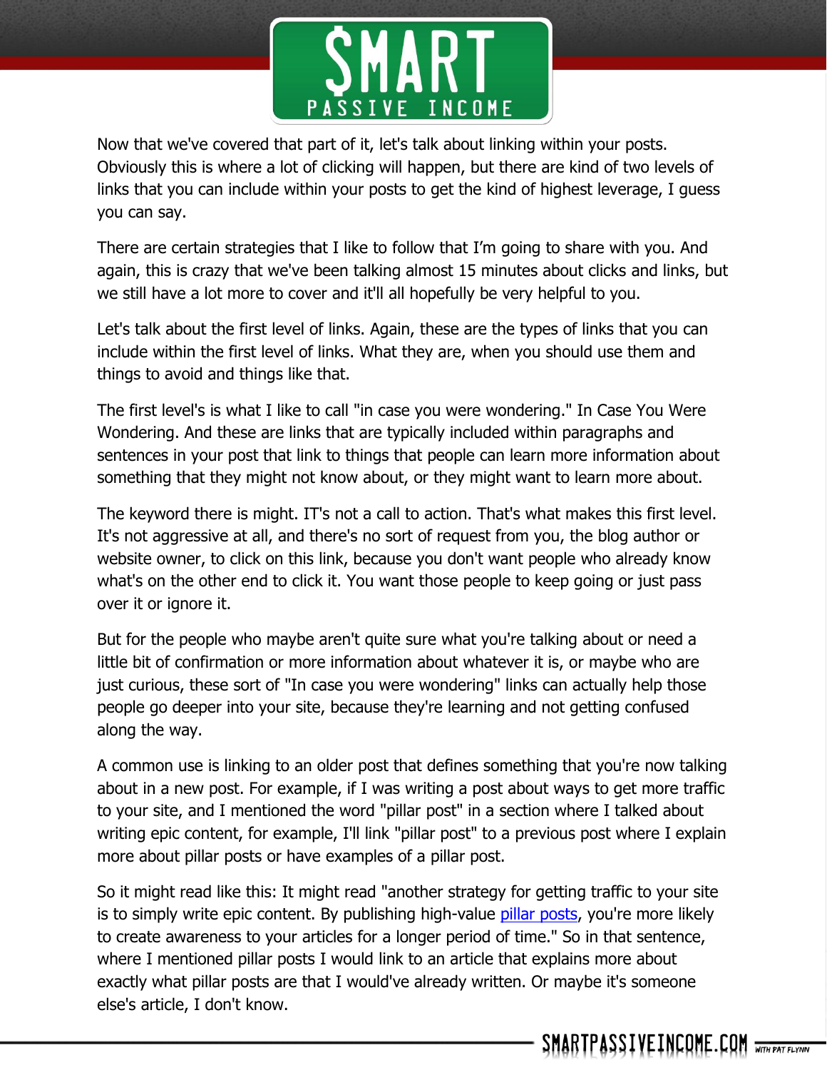Now that we've covered that part of it, let's talk about linking within your posts. Obviously this is where a lot of clicking will happen, but there are kind of two levels of links that you can include within your posts to get the kind of highest leverage, I guess you can say.

There are certain strategies that I like to follow that I'm going to share with you. And again, this is crazy that we've been talking almost 15 minutes about clicks and links, but we still have a lot more to cover and it'll all hopefully be very helpful to you.

Let's talk about the first level of links. Again, these are the types of links that you can include within the first level of links. What they are, when you should use them and things to avoid and things like that.

The first level's is what I like to call "in case you were wondering." In Case You Were Wondering. And these are links that are typically included within paragraphs and sentences in your post that link to things that people can learn more information about something that they might not know about, or they might want to learn more about.

The keyword there is might. IT's not a call to action. That's what makes this first level. It's not aggressive at all, and there's no sort of request from you, the blog author or website owner, to click on this link, because you don't want people who already know what's on the other end to click it. You want those people to keep going or just pass over it or ignore it.

But for the people who maybe aren't quite sure what you're talking about or need a little bit of confirmation or more information about whatever it is, or maybe who are just curious, these sort of "In case you were wondering" links can actually help those people go deeper into your site, because they're learning and not getting confused along the way.

A common use is linking to an older post that defines something that you're now talking about in a new post. For example, if I was writing a post about ways to get more traffic to your site, and I mentioned the word "pillar post" in a section where I talked about writing epic content, for example, I'll link "pillar post" to a previous post where I explain more about pillar posts or have examples of a pillar post.

So it might read like this: It might read "another strategy for getting traffic to your site is to simply write epic content. By publishing high-value [pillar posts](), you're more likely to create awareness to your articles for a longer period of time." So in that sentence, where I mentioned pillar posts I would link to an article that explains more about exactly what pillar posts are that I would've already written. Or maybe it's someone else's article, I don't know.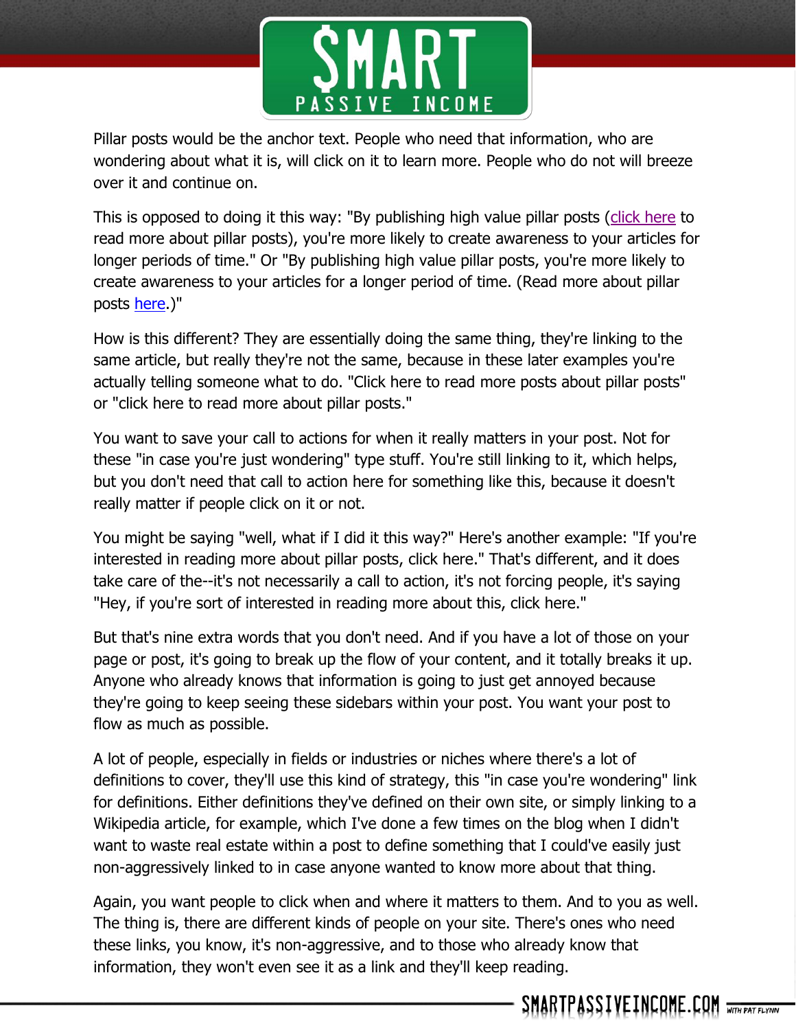Pillar posts would be the anchor text. People who need that information, who are wondering about what it is, will click on it to learn more. People who do not will breeze over it and continue on.

This is opposed to doing it this way: "By publishing high value pillar posts (click here to read more about pillar posts), you're more likely to create awareness to your articles for longer periods of time." Or "By publishing high value pillar posts, you're more likely to create awareness to your articles for a longer period of time. (Read more about pillar posts here.)"

How is this different? They are essentially doing the same thing, they're linking to the same article, but really they're not the same, because in these later examples you're actually telling someone what to do. "Click here to read more posts about pillar posts" or "click here to read more about pillar posts."

You want to save your call to actions for when it really matters in your post. Not for these "in case you're just wondering" type stuff. You're still linking to it, which helps, but you don't need that call to action here for something like this, because it doesn't really matter if people click on it or not.

You might be saying "well, what if I did it this way?" Here's another example: "If you're interested in reading more about pillar posts, click here." That's different, and it does take care of the--it's not necessarily a call to action, it's not forcing people, it's saying "Hey, if you're sort of interested in reading more about this, click here."

But that's nine extra words that you don't need. And if you have a lot of those on your page or post, it's going to break up the flow of your content, and it totally breaks it up. Anyone who already knows that information is going to just get annoyed because they're going to keep seeing these sidebars within your post. You want your post to flow as much as possible.

A lot of people, especially in fields or industries or niches where there's a lot of definitions to cover, they'll use this kind of strategy, this "in case you're wondering" link for definitions. Either definitions they've defined on their own site, or simply linking to a Wikipedia article, for example, which I've done a few times on the blog when I didn't want to waste real estate within a post to define something that I could've easily just non-aggressively linked to in case anyone wanted to know more about that thing.

Again, you want people to click when and where it matters to them. And to you as well. The thing is, there are different kinds of people on your site. There's ones who need these links, you know, it's non-aggressive, and to those who already know that information, they won't even see it as a link and they'll keep reading.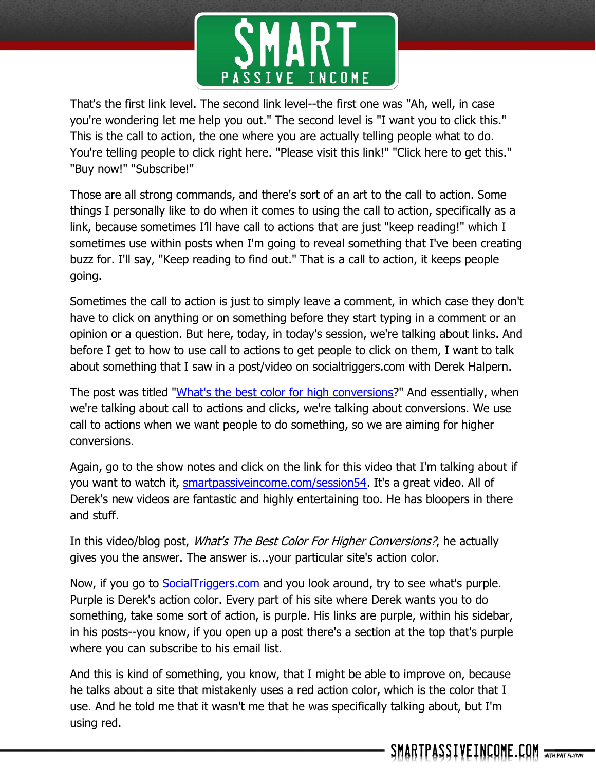That's the first link level. The second link level--the first one was "Ah, well, in case you're wondering let me help you out." The second level is "I want you to click this." This is the call to action, the one where you are actually telling people what to do. You're telling people to click right here. "Please visit this link!" "Click here to get this." "Buy now!" "Subscribe!"

Those are all strong commands, and there's sort of an art to the call to action. Some things I personally like to do when it comes to using the call to action, specifically as a link, because sometimes I'll have call to actions that are just "keep reading!" which I sometimes use within posts when I'm going to reveal something that I've been creating buzz for. I'll say, "Keep reading to find out." That is a call to action, it keeps people going.

Sometimes the call to action is just to simply leave a comment, in which case they don't have to click on anything or on something before they start typing in a comment or an opinion or a question. But here, today, in today's session, we're talking about links. And before I get to how to use call to actions to get people to click on them, I want to talk about something that I saw in a post/video on socialtriggers.com with Derek Halpern.

The post was titled "[What's the best color for high conversions]()?" And essentially, when we're talking about call to actions and clicks, we're talking about conversions. We use call to actions when we want people to do something, so we are aiming for higher conversions.

Again, go to the show notes and click on the link for this video that I'm talking about if you want to watch it, [smartpassiveincome.com/session54](). It's a great video. All of Derek's new videos are fantastic and highly entertaining too. He has bloopers in there and stuff.

In this video/blog post, *What's The Best Color For Higher Conversions?*, he actually gives you the answer. The answer is...your particular site's action color.

Now, if you go to [SocialTriggers.com]() and you look around, try to see what's purple. Purple is Derek's action color. Every part of his site where Derek wants you to do something, take some sort of action, is purple. His links are purple, within his sidebar, in his posts--you know, if you open up a post there's a section at the top that's purple where you can subscribe to his email list.

And this is kind of something, you know, that I might be able to improve on, because he talks about a site that mistakenly uses a red action color, which is the color that I use. And he told me that it wasn't me that he was specifically talking about, but I'm using red.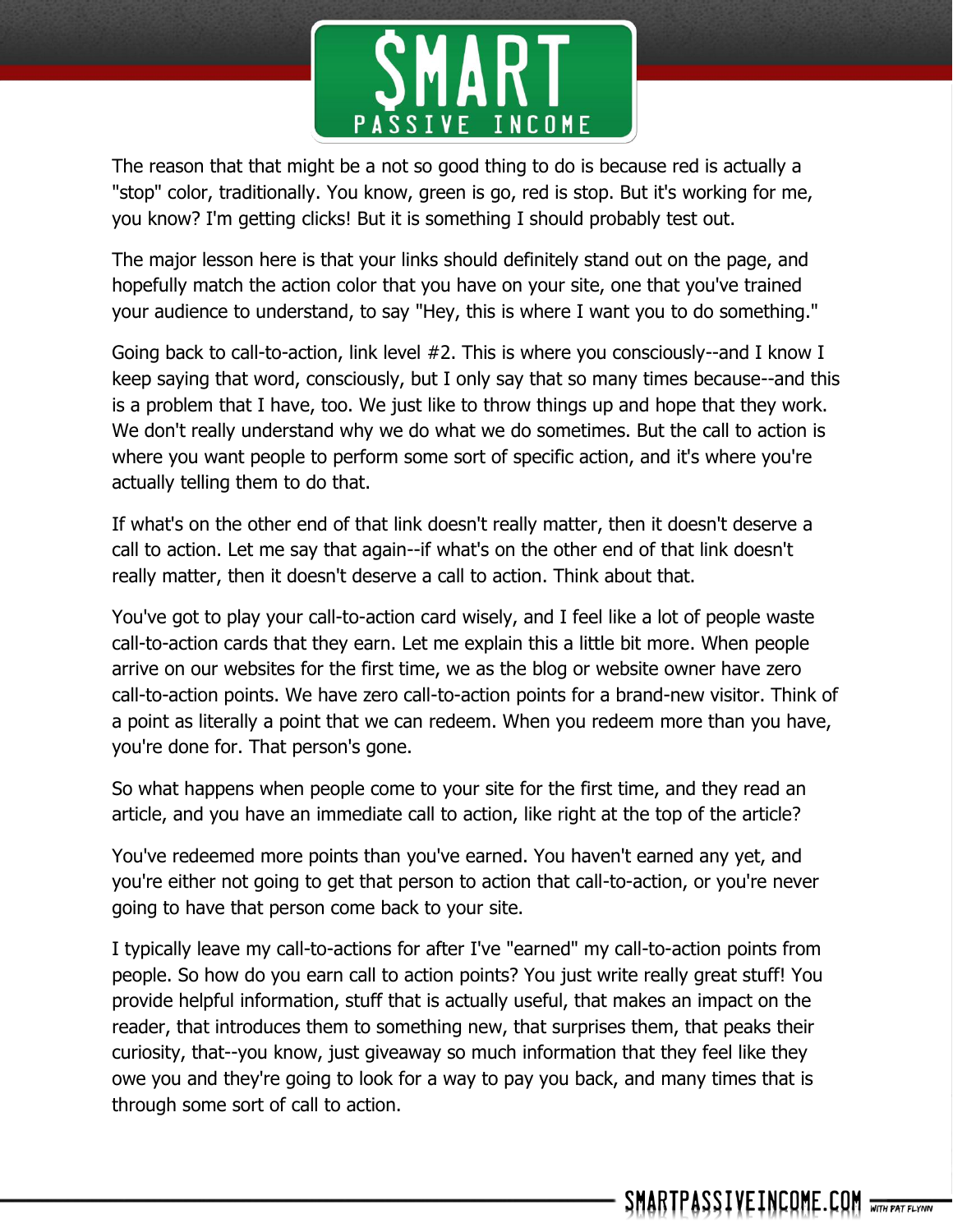The reason that that might be a not so good thing to do is because red is actually a "stop" color, traditionally. You know, green is go, red is stop. But it's working for me, you know? I'm getting clicks! But it is something I should probably test out.

The major lesson here is that your links should definitely stand out on the page, and hopefully match the action color that you have on your site, one that you've trained your audience to understand, to say "Hey, this is where I want you to do something."

Going back to call-to-action, link level #2. This is where you consciously--and I know I keep saying that word, consciously, but I only say that so many times because--and this is a problem that I have, too. We just like to throw things up and hope that they work. We don't really understand why we do what we do sometimes. But the call to action is where you want people to perform some sort of specific action, and it's where you're actually telling them to do that.

If what's on the other end of that link doesn't really matter, then it doesn't deserve a call to action. Let me say that again--if what's on the other end of that link doesn't really matter, then it doesn't deserve a call to action. Think about that.

You've got to play your call-to-action card wisely, and I feel like a lot of people waste call-to-action cards that they earn. Let me explain this a little bit more. When people arrive on our websites for the first time, we as the blog or website owner have zero call-to-action points. We have zero call-to-action points for a brand-new visitor. Think of a point as literally a point that we can redeem. When you redeem more than you have, you're done for. That person's gone.

So what happens when people come to your site for the first time, and they read an article, and you have an immediate call to action, like right at the top of the article?

You've redeemed more points than you've earned. You haven't earned any yet, and you're either not going to get that person to action that call-to-action, or you're never going to have that person come back to your site.

I typically leave my call-to-actions for after I've "earned" my call-to-action points from people. So how do you earn call to action points? You just write really great stuff! You provide helpful information, stuff that is actually useful, that makes an impact on the reader, that introduces them to something new, that surprises them, that peaks their curiosity, that--you know, just giveaway so much information that they feel like they owe you and they're going to look for a way to pay you back, and many times that is through some sort of call to action.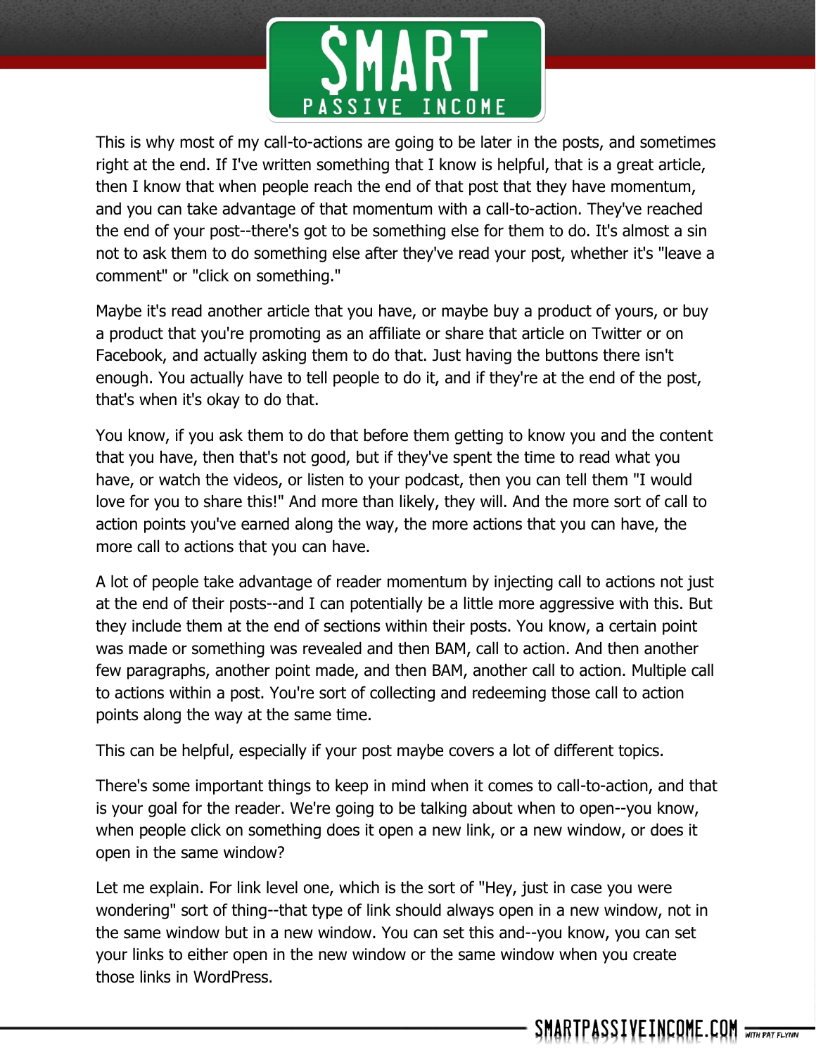This is why most of my call-to-actions are going to be later in the posts, and sometimes right at the end. If I've written something that I know is helpful, that is a great article, then I know that when people reach the end of that post that they have momentum, and you can take advantage of that momentum with a call-to-action. They've reached the end of your post--there's got to be something else for them to do. It's almost a sin not to ask them to do something else after they've read your post, whether it's "leave a comment" or "click on something."

Maybe it's read another article that you have, or maybe buy a product of yours, or buy a product that you're promoting as an affiliate or share that article on Twitter or on Facebook, and actually asking them to do that. Just having the buttons there isn't enough. You actually have to tell people to do it, and if they're at the end of the post, that's when it's okay to do that.

You know, if you ask them to do that before them getting to know you and the content that you have, then that's not good, but if they've spent the time to read what you have, or watch the videos, or listen to your podcast, then you can tell them "I would love for you to share this!" And more than likely, they will. And the more sort of call to action points you've earned along the way, the more actions that you can have, the more call to actions that you can have.

A lot of people take advantage of reader momentum by injecting call to actions not just at the end of their posts--and I can potentially be a little more aggressive with this. But they include them at the end of sections within their posts. You know, a certain point was made or something was revealed and then BAM, call to action. And then another few paragraphs, another point made, and then BAM, another call to action. Multiple call to actions within a post. You're sort of collecting and redeeming those call to action points along the way at the same time.

This can be helpful, especially if your post maybe covers a lot of different topics.

There's some important things to keep in mind when it comes to call-to-action, and that is your goal for the reader. We're going to be talking about when to open--you know, when people click on something does it open a new link, or a new window, or does it open in the same window?

Let me explain. For link level one, which is the sort of "Hey, just in case you were wondering" sort of thing--that type of link should always open in a new window, not in the same window but in a new window. You can set this and--you know, you can set your links to either open in the new window or the same window when you create those links in WordPress.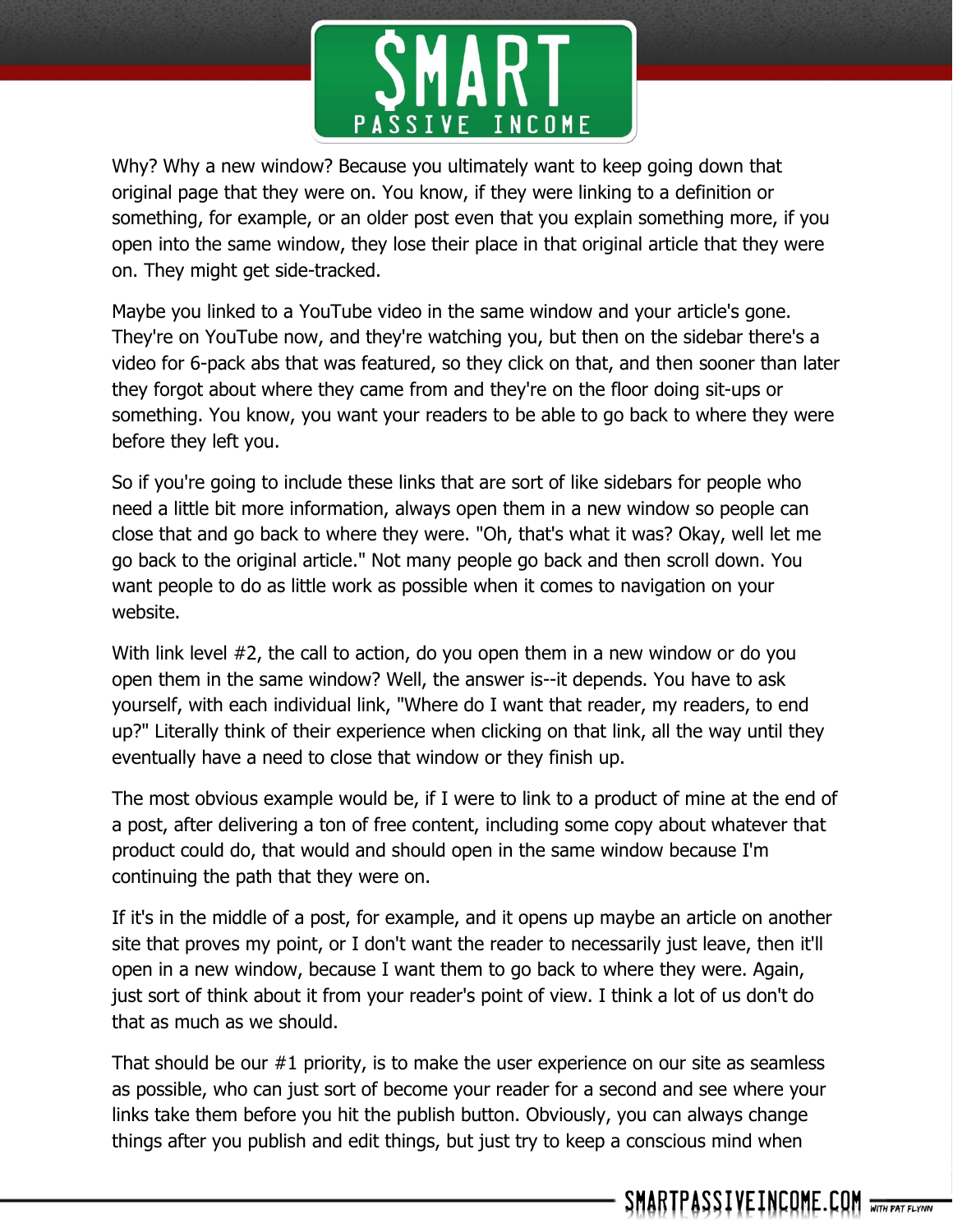Why? Why a new window? Because you ultimately want to keep going down that original page that they were on. You know, if they were linking to a definition or something, for example, or an older post even that you explain something more, if you open into the same window, they lose their place in that original article that they were on. They might get side-tracked.

Maybe you linked to a YouTube video in the same window and your article's gone. They're on YouTube now, and they're watching you, but then on the sidebar there's a video for 6-pack abs that was featured, so they click on that, and then sooner than later they forgot about where they came from and they're on the floor doing sit-ups or something. You know, you want your readers to be able to go back to where they were before they left you.

So if you're going to include these links that are sort of like sidebars for people who need a little bit more information, always open them in a new window so people can close that and go back to where they were. "Oh, that's what it was? Okay, well let me go back to the original article." Not many people go back and then scroll down. You want people to do as little work as possible when it comes to navigation on your website.

With link level #2, the call to action, do you open them in a new window or do you open them in the same window? Well, the answer is--it depends. You have to ask yourself, with each individual link, "Where do I want that reader, my readers, to end up?" Literally think of their experience when clicking on that link, all the way until they eventually have a need to close that window or they finish up.

The most obvious example would be, if I were to link to a product of mine at the end of a post, after delivering a ton of free content, including some copy about whatever that product could do, that would and should open in the same window because I'm continuing the path that they were on.

If it's in the middle of a post, for example, and it opens up maybe an article on another site that proves my point, or I don't want the reader to necessarily just leave, then it'll open in a new window, because I want them to go back to where they were. Again, just sort of think about it from your reader's point of view. I think a lot of us don't do that as much as we should.

That should be our #1 priority, is to make the user experience on our site as seamless as possible, who can just sort of become your reader for a second and see where your links take them before you hit the publish button. Obviously, you can always change things after you publish and edit things, but just try to keep a conscious mind when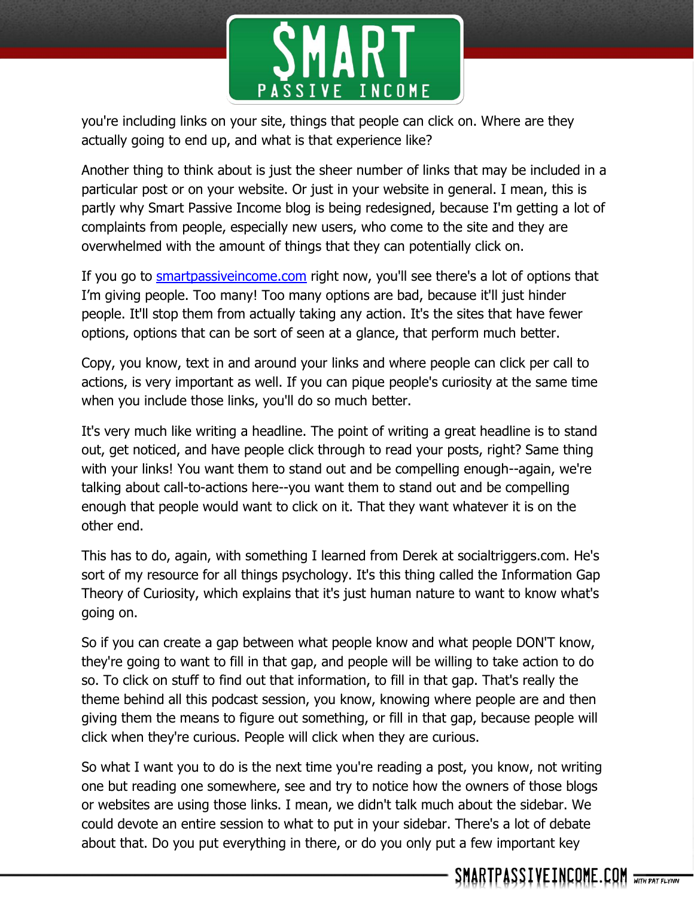you're including links on your site, things that people can click on. Where are they actually going to end up, and what is that experience like?

Another thing to think about is just the sheer number of links that may be included in a particular post or on your website. Or just in your website in general. I mean, this is partly why Smart Passive Income blog is being redesigned, because I'm getting a lot of complaints from people, especially new users, who come to the site and they are overwhelmed with the amount of things that they can potentially click on.

If you go to [smartpassiveincome.com](http://smartpassiveincome.com) right now, you'll see there's a lot of options that I'm giving people. Too many! Too many options are bad, because it'll just hinder people. It'll stop them from actually taking any action. It's the sites that have fewer options, options that can be sort of seen at a glance, that perform much better.

Copy, you know, text in and around your links and where people can click per call to actions, is very important as well. If you can pique people's curiosity at the same time when you include those links, you'll do so much better.

It's very much like writing a headline. The point of writing a great headline is to stand out, get noticed, and have people click through to read your posts, right? Same thing with your links! You want them to stand out and be compelling enough--again, we're talking about call-to-actions here--you want them to stand out and be compelling enough that people would want to click on it. That they want whatever it is on the other end.

This has to do, again, with something I learned from Derek at socialtriggers.com. He's sort of my resource for all things psychology. It's this thing called the Information Gap Theory of Curiosity, which explains that it's just human nature to want to know what's going on.

So if you can create a gap between what people know and what people DON'T know, they're going to want to fill in that gap, and people will be willing to take action to do so. To click on stuff to find out that information, to fill in that gap. That's really the theme behind all this podcast session, you know, knowing where people are and then giving them the means to figure out something, or fill in that gap, because people will click when they're curious. People will click when they are curious.

So what I want you to do is the next time you're reading a post, you know, not writing one but reading one somewhere, see and try to notice how the owners of those blogs or websites are using those links. I mean, we didn't talk much about the sidebar. We could devote an entire session to what to put in your sidebar. There's a lot of debate about that. Do you put everything in there, or do you only put a few important key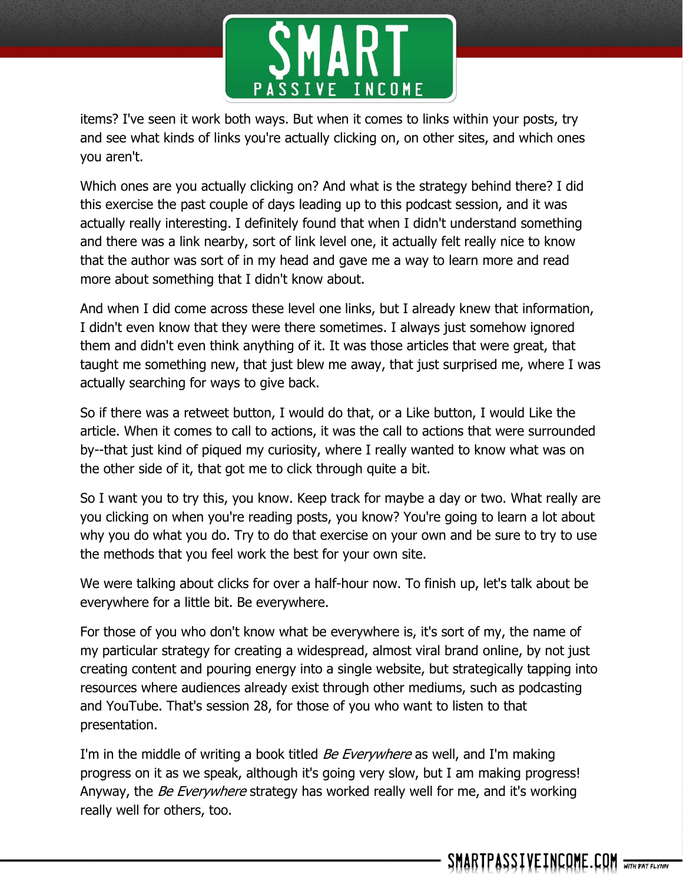items? I've seen it work both ways. But when it comes to links within your posts, try and see what kinds of links you're actually clicking on, on other sites, and which ones you aren't.

Which ones are you actually clicking on? And what is the strategy behind there? I did this exercise the past couple of days leading up to this podcast session, and it was actually really interesting. I definitely found that when I didn't understand something and there was a link nearby, sort of link level one, it actually felt really nice to know that the author was sort of in my head and gave me a way to learn more and read more about something that I didn't know about.

And when I did come across these level one links, but I already knew that information, I didn't even know that they were there sometimes. I always just somehow ignored them and didn't even think anything of it. It was those articles that were great, that taught me something new, that just blew me away, that just surprised me, where I was actually searching for ways to give back.

So if there was a retweet button, I would do that, or a Like button, I would Like the article. When it comes to call to actions, it was the call to actions that were surrounded by--that just kind of piqued my curiosity, where I really wanted to know what was on the other side of it, that got me to click through quite a bit.

So I want you to try this, you know. Keep track for maybe a day or two. What really are you clicking on when you're reading posts, you know? You're going to learn a lot about why you do what you do. Try to do that exercise on your own and be sure to try to use the methods that you feel work the best for your own site.

We were talking about clicks for over a half-hour now. To finish up, let's talk about be everywhere for a little bit. Be everywhere.

For those of you who don't know what be everywhere is, it's sort of my, the name of my particular strategy for creating a widespread, almost viral brand online, by not just creating content and pouring energy into a single website, but strategically tapping into resources where audiences already exist through other mediums, such as podcasting and YouTube. That's session 28, for those of you who want to listen to that presentation.

I'm in the middle of writing a book titled *Be Everywhere* as well, and I'm making progress on it as we speak, although it's going very slow, but I am making progress! Anyway, the *Be Everywhere* strategy has worked really well for me, and it's working really well for others, too.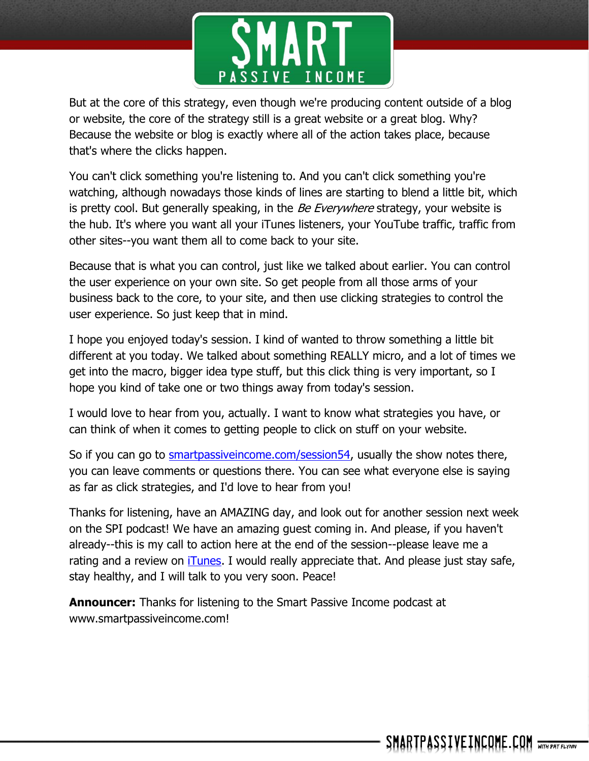But at the core of this strategy, even though we're producing content outside of a blog or website, the core of the strategy still is a great website or a great blog. Why? Because the website or blog is exactly where all of the action takes place, because that's where the clicks happen.

You can't click something you're listening to. And you can't click something you're watching, although nowadays those kinds of lines are starting to blend a little bit, which is pretty cool. But generally speaking, in the *Be Everywhere* strategy, your website is the hub. It's where you want all your iTunes listeners, your YouTube traffic, traffic from other sites--you want them all to come back to your site.

Because that is what you can control, just like we talked about earlier. You can control the user experience on your own site. So get people from all those arms of your business back to the core, to your site, and then use clicking strategies to control the user experience. So just keep that in mind.

I hope you enjoyed today's session. I kind of wanted to throw something a little bit different at you today. We talked about something REALLY micro, and a lot of times we get into the macro, bigger idea type stuff, but this click thing is very important, so I hope you kind of take one or two things away from today's session.

I would love to hear from you, actually. I want to know what strategies you have, or can think of when it comes to getting people to click on stuff on your website.

So if you can go to [smartpassiveincome.com/session54](smartpassiveincome.com/session54), usually the show notes there, you can leave comments or questions there. You can see what everyone else is saying as far as click strategies, and I'd love to hear from you!

Thanks for listening, have an AMAZING day, and look out for another session next week on the SPI podcast! We have an amazing guest coming in. And please, if you haven't already--this is my call to action here at the end of the session--please leave me a rating and a review on iTunes. I would really appreciate that. And please just stay safe, stay healthy, and I will talk to you very soon. Peace!

**Announcer:** Thanks for listening to the Smart Passive Income podcast at www.smartpassiveincome.com!